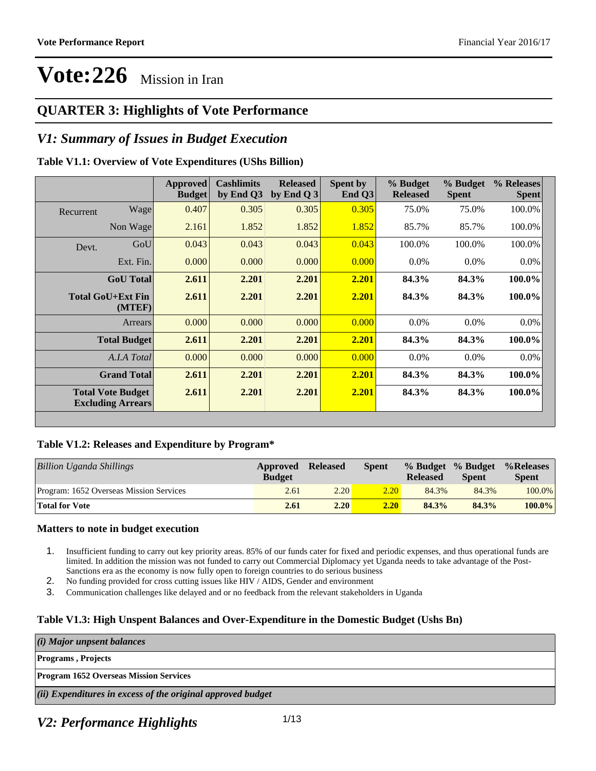# Vote:226 Mission in Iran

## QUARTER 3: Highlights of Vote Performance

## *V1: Summary of Issues in Budget Execution*

**Table V1.1: Overview of Vote Expenditures (UShs Billion)**

| | | Approved Budget | Cashlimits by End Q3 | Released by End Q 3 | Spent by End Q3 | % Budget Released | % Budget Spent | % Releases Spent |
|---|---|---|---|---|---|---|---|---|
| Recurrent | Wage | 0.407 | 0.305 | 0.305 | 0.305 | 75.0% | 75.0% | 100.0% |
| | Non Wage | 2.161 | 1.852 | 1.852 | 1.852 | 85.7% | 85.7% | 100.0% |
| Devt. | GoU | 0.043 | 0.043 | 0.043 | 0.043 | 100.0% | 100.0% | 100.0% |
| | Ext. Fin. | 0.000 | 0.000 | 0.000 | 0.000 | 0.0% | 0.0% | 0.0% |
| **GoU Total** | | **2.611** | **2.201** | **2.201** | **2.201** | **84.3%** | **84.3%** | **100.0%** |
| **Total GoU+Ext Fin (MTEF)** | | **2.611** | **2.201** | **2.201** | **2.201** | **84.3%** | **84.3%** | **100.0%** |
| Arrears | | 0.000 | 0.000 | 0.000 | 0.000 | 0.0% | 0.0% | 0.0% |
| **Total Budget** | | **2.611** | **2.201** | **2.201** | **2.201** | **84.3%** | **84.3%** | **100.0%** |
| *A.I.A Total* | | 0.000 | 0.000 | 0.000 | 0.000 | 0.0% | 0.0% | 0.0% |
| **Grand Total** | | **2.611** | **2.201** | **2.201** | **2.201** | **84.3%** | **84.3%** | **100.0%** |
| **Total Vote Budget Excluding Arrears** | | **2.611** | **2.201** | **2.201** | **2.201** | **84.3%** | **84.3%** | **100.0%** |

**Table V1.2: Releases and Expenditure by Program***

| *Billion Uganda Shillings* | Approved Budget | Released | Spent | % Budget Released | % Budget Spent | %Releases Spent |
|---|---|---|---|---|---|---|
| Program: 1652 Overseas Mission Services | 2.61 | 2.20 | 2.20 | 84.3% | 84.3% | 100.0% |
| **Total for Vote** | **2.61** | **2.20** | **2.20** | **84.3%** | **84.3%** | **100.0%** |

### Matters to note in budget execution

1. Insufficient funding to carry out key priority areas. 85% of our funds cater for fixed and periodic expenses, and thus operational funds are limited. In addition the mission was not funded to carry out Commercial Diplomacy yet Uganda needs to take advantage of the Post-Sanctions era as the economy is now fully open to foreign countries to do serious business
2. No funding provided for cross cutting issues like HIV / AIDS, Gender and environment
3. Communication challenges like delayed and or no feedback from the relevant stakeholders in Uganda

**Table V1.3: High Unspent Balances and Over-Expenditure in the Domestic Budget (Ushs Bn)**

| *(i) Major unpsent balances* |
|---|
| **Programs , Projects** |
| **Program 1652 Overseas Mission Services** |
| ***(ii) Expenditures in excess of the original approved budget*** |

## *V2: Performance Highlights*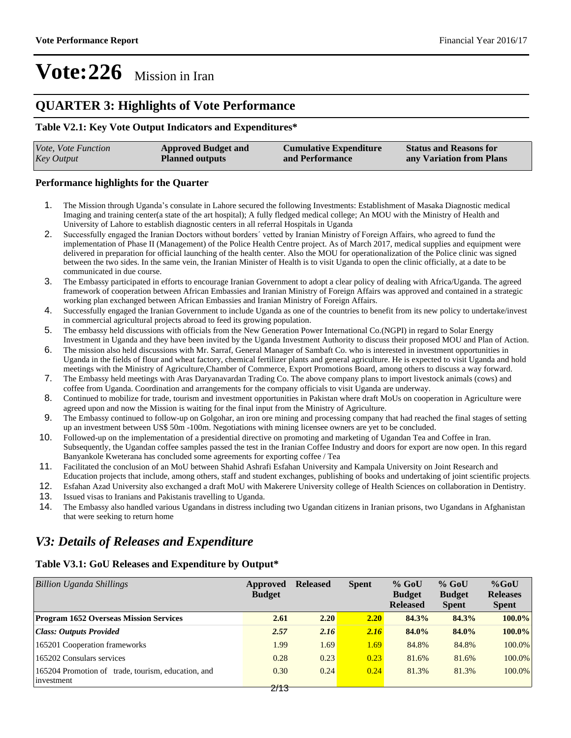# Vote:226 Mission in Iran

## QUARTER 3: Highlights of Vote Performance

### Table V2.1: Key Vote Output Indicators and Expenditures*

| *Vote, Vote Function Key Output* | **Approved Budget and Planned outputs** | **Cumulative Expenditure and Performance** | **Status and Reasons for any Variation from Plans** |
|---|---|---|---|

### Performance highlights for the Quarter

1. The Mission through Uganda's consulate in Lahore secured the following Investments: Establishment of Masaka Diagnostic medical Imaging and training center(a state of the art hospital); A fully fledged medical college; An MOU with the Ministry of Health and University of Lahore to establish diagnostic centers in all referral Hospitals in Uganda
2. Successfully engaged the Iranian Doctors without borders´ vetted by Iranian Ministry of Foreign Affairs, who agreed to fund the implementation of Phase II (Management) of the Police Health Centre project. As of March 2017, medical supplies and equipment were delivered in preparation for official launching of the health center. Also the MOU for operationalization of the Police clinic was signed between the two sides. In the same vein, the Iranian Minister of Health is to visit Uganda to open the clinic officially, at a date to be communicated in due course.
3. The Embassy participated in efforts to encourage Iranian Government to adopt a clear policy of dealing with Africa/Uganda. The agreed framework of cooperation between African Embassies and Iranian Ministry of Foreign Affairs was approved and contained in a strategic working plan exchanged between African Embassies and Iranian Ministry of Foreign Affairs.
4. Successfully engaged the Iranian Government to include Uganda as one of the countries to benefit from its new policy to undertake/invest in commercial agricultural projects abroad to feed its growing population.
5. The embassy held discussions with officials from the New Generation Power International Co.(NGPI) in regard to Solar Energy Investment in Uganda and they have been invited by the Uganda Investment Authority to discuss their proposed MOU and Plan of Action.
6. The mission also held discussions with Mr. Sarraf, General Manager of Sambaft Co. who is interested in investment opportunities in Uganda in the fields of flour and wheat factory, chemical fertilizer plants and general agriculture. He is expected to visit Uganda and hold meetings with the Ministry of Agriculture,Chamber of Commerce, Export Promotions Board, among others to discuss a way forward.
7. The Embassy held meetings with Aras Daryanavardan Trading Co. The above company plans to import livestock animals (cows) and coffee from Uganda. Coordination and arrangements for the company officials to visit Uganda are underway.
8. Continued to mobilize for trade, tourism and investment opportunities in Pakistan where draft MoUs on cooperation in Agriculture were agreed upon and now the Mission is waiting for the final input from the Ministry of Agriculture.
9. The Embassy continued to follow-up on Golgohar, an iron ore mining and processing company that had reached the final stages of setting up an investment between US$ 50m -100m. Negotiations with mining licensee owners are yet to be concluded.
10. Followed-up on the implementation of a presidential directive on promoting and marketing of Ugandan Tea and Coffee in Iran. Subsequently, the Ugandan coffee samples passed the test in the Iranian Coffee Industry and doors for export are now open. In this regard Banyankole Kweterana has concluded some agreements for exporting coffee / Tea
11. Facilitated the conclusion of an MoU between Shahid Ashrafi Esfahan University and Kampala University on Joint Research and Education projects that include, among others, staff and student exchanges, publishing of books and undertaking of joint scientific projects.
12. Esfahan Azad University also exchanged a draft MoU with Makerere University college of Health Sciences on collaboration in Dentistry.
13. Issued visas to Iranians and Pakistanis travelling to Uganda.
14. The Embassy also handled various Ugandans in distress including two Ugandan citizens in Iranian prisons, two Ugandans in Afghanistan that were seeking to return home

## *V3: Details of Releases and Expenditure*

### Table V3.1: GoU Releases and Expenditure by Output*

| *Billion Uganda Shillings* | **Approved Budget** | **Released** | **Spent** | **% GoU Budget Released** | **% GoU Budget Spent** | **%GoU Releases Spent** |
|---|---|---|---|---|---|---|
| **Program 1652 Overseas Mission Services** | **2.61** | **2.20** | **2.20** | **84.3%** | **84.3%** | **100.0%** |
| ***Class: Outputs Provided*** | ***2.57*** | ***2.16*** | ***2.16*** | **84.0%** | **84.0%** | **100.0%** |
| 165201 Cooperation frameworks | 1.99 | 1.69 | 1.69 | 84.8% | 84.8% | 100.0% |
| 165202 Consulars services | 0.28 | 0.23 | 0.23 | 81.6% | 81.6% | 100.0% |
| 165204 Promotion of trade, tourism, education, and investment | 0.30 | 0.24 | 0.24 | 81.3% | 81.3% | 100.0% |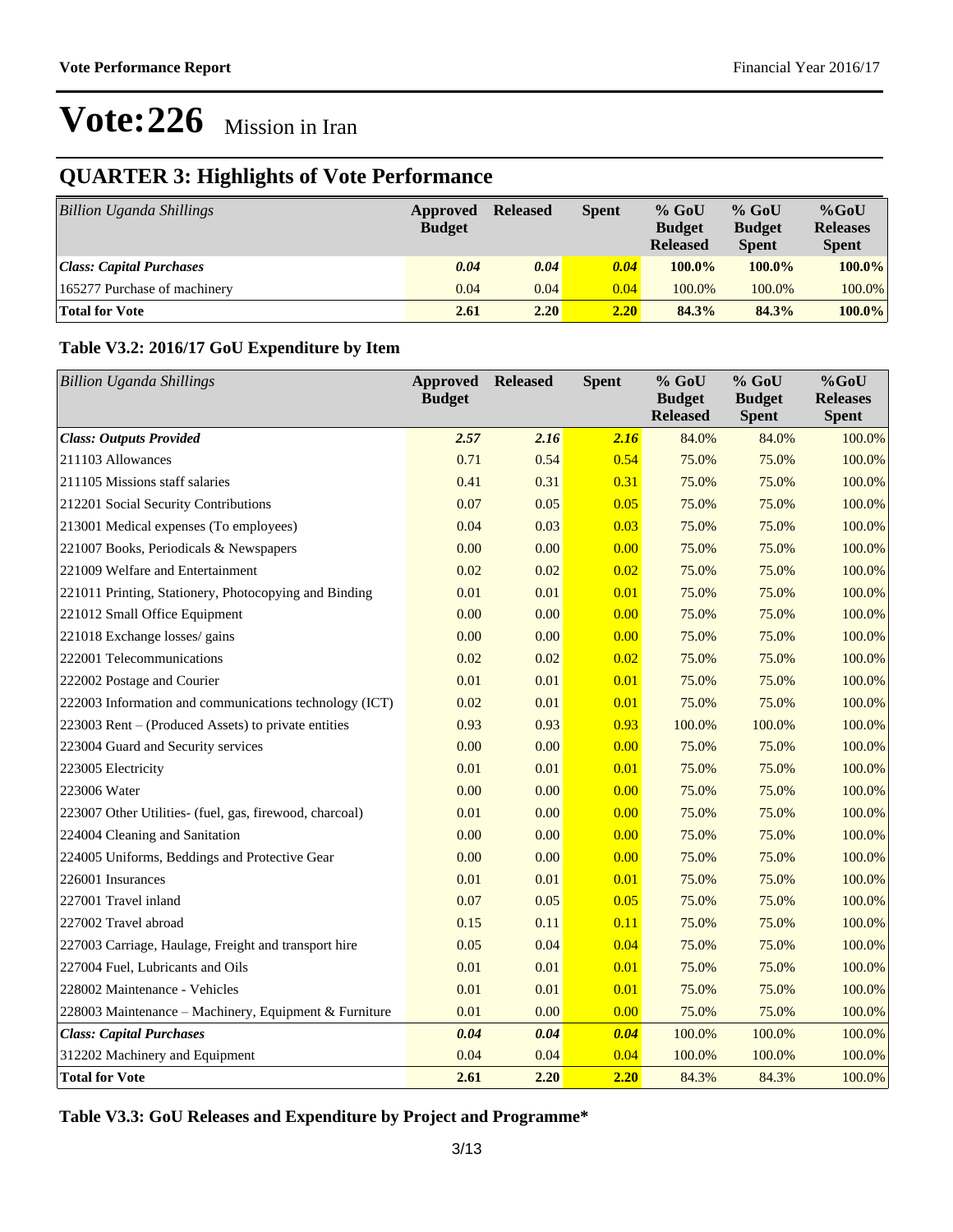# Vote:226 Mission in Iran

## QUARTER 3: Highlights of Vote Performance

| *Billion Uganda Shillings* | Approved Budget | Released | Spent | % GoU Budget Released | % GoU Budget Spent | %GoU Releases Spent |
|---|---|---|---|---|---|---|
| ***Class: Capital Purchases*** | ***0.04*** | ***0.04*** | ***0.04*** | **100.0%** | **100.0%** | **100.0%** |
| 165277 Purchase of machinery | 0.04 | 0.04 | 0.04 | 100.0% | 100.0% | 100.0% |
| **Total for Vote** | **2.61** | **2.20** | **2.20** | **84.3%** | **84.3%** | **100.0%** |

### Table V3.2: 2016/17 GoU Expenditure by Item

| *Billion Uganda Shillings* | Approved Budget | Released | Spent | % GoU Budget Released | % GoU Budget Spent | %GoU Releases Spent |
|---|---|---|---|---|---|---|
| ***Class: Outputs Provided*** | ***2.57*** | ***2.16*** | ***2.16*** | 84.0% | 84.0% | 100.0% |
| 211103 Allowances | 0.71 | 0.54 | 0.54 | 75.0% | 75.0% | 100.0% |
| 211105 Missions staff salaries | 0.41 | 0.31 | 0.31 | 75.0% | 75.0% | 100.0% |
| 212201 Social Security Contributions | 0.07 | 0.05 | 0.05 | 75.0% | 75.0% | 100.0% |
| 213001 Medical expenses (To employees) | 0.04 | 0.03 | 0.03 | 75.0% | 75.0% | 100.0% |
| 221007 Books, Periodicals & Newspapers | 0.00 | 0.00 | 0.00 | 75.0% | 75.0% | 100.0% |
| 221009 Welfare and Entertainment | 0.02 | 0.02 | 0.02 | 75.0% | 75.0% | 100.0% |
| 221011 Printing, Stationery, Photocopying and Binding | 0.01 | 0.01 | 0.01 | 75.0% | 75.0% | 100.0% |
| 221012 Small Office Equipment | 0.00 | 0.00 | 0.00 | 75.0% | 75.0% | 100.0% |
| 221018 Exchange losses/ gains | 0.00 | 0.00 | 0.00 | 75.0% | 75.0% | 100.0% |
| 222001 Telecommunications | 0.02 | 0.02 | 0.02 | 75.0% | 75.0% | 100.0% |
| 222002 Postage and Courier | 0.01 | 0.01 | 0.01 | 75.0% | 75.0% | 100.0% |
| 222003 Information and communications technology (ICT) | 0.02 | 0.01 | 0.01 | 75.0% | 75.0% | 100.0% |
| 223003 Rent – (Produced Assets) to private entities | 0.93 | 0.93 | 0.93 | 100.0% | 100.0% | 100.0% |
| 223004 Guard and Security services | 0.00 | 0.00 | 0.00 | 75.0% | 75.0% | 100.0% |
| 223005 Electricity | 0.01 | 0.01 | 0.01 | 75.0% | 75.0% | 100.0% |
| 223006 Water | 0.00 | 0.00 | 0.00 | 75.0% | 75.0% | 100.0% |
| 223007 Other Utilities- (fuel, gas, firewood, charcoal) | 0.01 | 0.00 | 0.00 | 75.0% | 75.0% | 100.0% |
| 224004 Cleaning and Sanitation | 0.00 | 0.00 | 0.00 | 75.0% | 75.0% | 100.0% |
| 224005 Uniforms, Beddings and Protective Gear | 0.00 | 0.00 | 0.00 | 75.0% | 75.0% | 100.0% |
| 226001 Insurances | 0.01 | 0.01 | 0.01 | 75.0% | 75.0% | 100.0% |
| 227001 Travel inland | 0.07 | 0.05 | 0.05 | 75.0% | 75.0% | 100.0% |
| 227002 Travel abroad | 0.15 | 0.11 | 0.11 | 75.0% | 75.0% | 100.0% |
| 227003 Carriage, Haulage, Freight and transport hire | 0.05 | 0.04 | 0.04 | 75.0% | 75.0% | 100.0% |
| 227004 Fuel, Lubricants and Oils | 0.01 | 0.01 | 0.01 | 75.0% | 75.0% | 100.0% |
| 228002 Maintenance - Vehicles | 0.01 | 0.01 | 0.01 | 75.0% | 75.0% | 100.0% |
| 228003 Maintenance – Machinery, Equipment & Furniture | 0.01 | 0.00 | 0.00 | 75.0% | 75.0% | 100.0% |
| ***Class: Capital Purchases*** | ***0.04*** | ***0.04*** | ***0.04*** | 100.0% | 100.0% | 100.0% |
| 312202 Machinery and Equipment | 0.04 | 0.04 | 0.04 | 100.0% | 100.0% | 100.0% |
| **Total for Vote** | **2.61** | **2.20** | **2.20** | 84.3% | 84.3% | 100.0% |

### Table V3.3: GoU Releases and Expenditure by Project and Programme*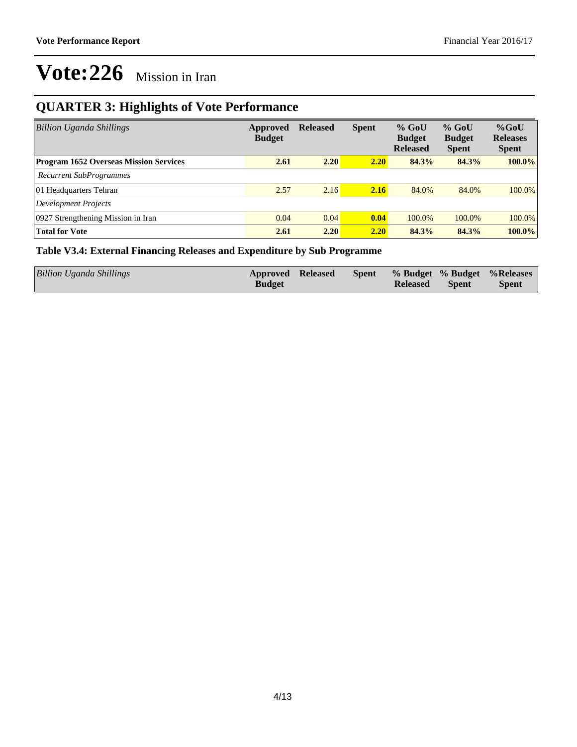# Vote:226 Mission in Iran

## QUARTER 3: Highlights of Vote Performance

| *Billion Uganda Shillings* | Approved Budget | Released | Spent | % GoU Budget Released | % GoU Budget Spent | %GoU Releases Spent |
|---|---|---|---|---|---|---|
| **Program 1652 Overseas Mission Services** | **2.61** | **2.20** | **2.20** | **84.3%** | **84.3%** | **100.0%** |
| *Recurrent SubProgrammes* | | | | | | |
| 01 Headquarters Tehran | 2.57 | 2.16 | **2.16** | 84.0% | 84.0% | 100.0% |
| *Development Projects* | | | | | | |
| 0927 Strengthening Mission in Iran | 0.04 | 0.04 | **0.04** | 100.0% | 100.0% | 100.0% |
| **Total for Vote** | **2.61** | **2.20** | **2.20** | **84.3%** | **84.3%** | **100.0%** |

### Table V3.4: External Financing Releases and Expenditure by Sub Programme

| *Billion Uganda Shillings* | Approved Budget | Released | Spent | % Budget Released | % Budget Spent | %Releases Spent |
|---|---|---|---|---|---|---|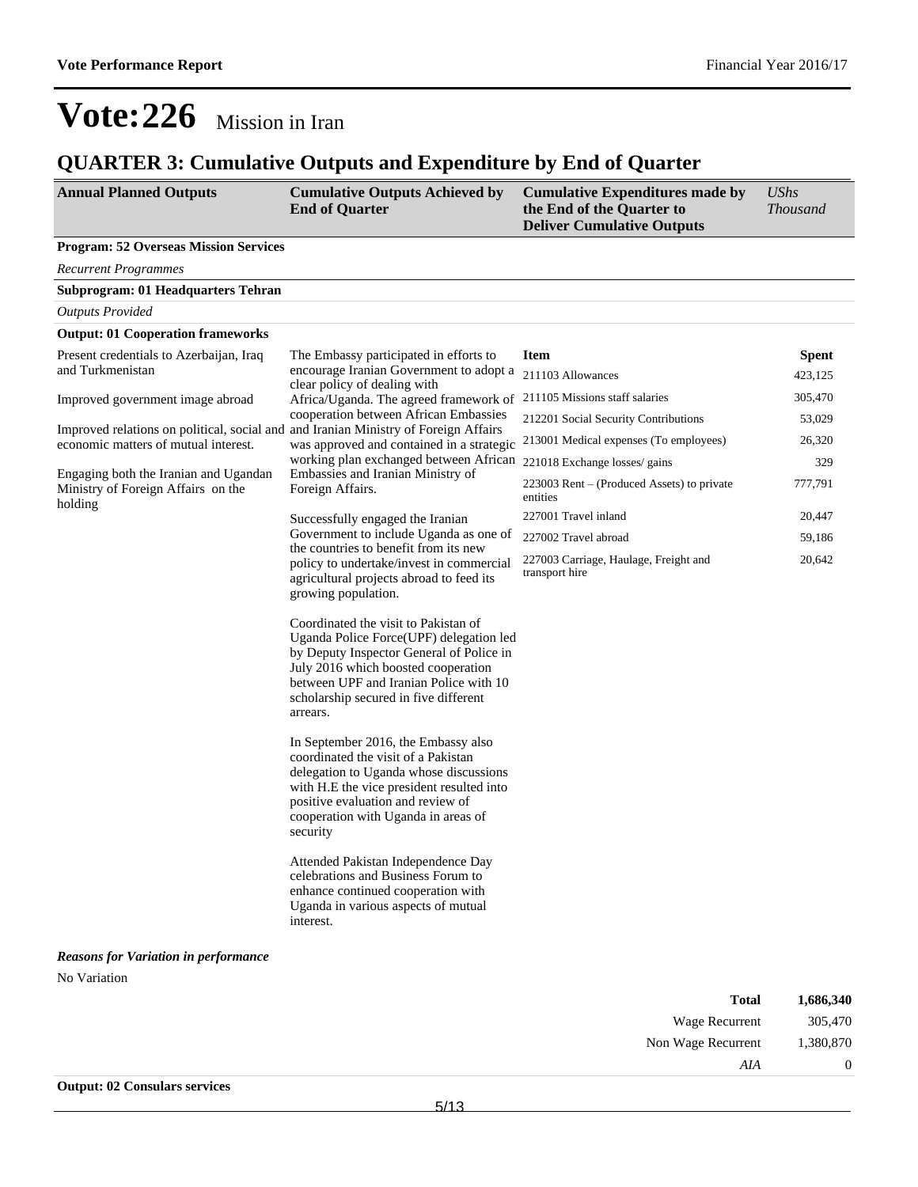# Vote:226 Mission in Iran

## QUARTER 3: Cumulative Outputs and Expenditure by End of Quarter

| Annual Planned Outputs | Cumulative Outputs Achieved by End of Quarter | Cumulative Expenditures made by the End of the Quarter to Deliver Cumulative Outputs | *UShs Thousand* |
|---|---|---|---|

**Program: 52 Overseas Mission Services**

*Recurrent Programmes*

**Subprogram: 01 Headquarters Tehran**

*Outputs Provided*

**Output: 01 Cooperation frameworks**

**Annual Planned Outputs:**

Present credentials to Azerbaijan, Iraq and Turkmenistan

Improved government image abroad

Improved relations on political, social and economic matters of mutual interest.

Engaging both the Iranian and Ugandan Ministry of Foreign Affairs on the holding

**Cumulative Outputs Achieved by End of Quarter:**

The Embassy participated in efforts to encourage Iranian Government to adopt a clear policy of dealing with Africa/Uganda. The agreed framework of cooperation between African Embassies and Iranian Ministry of Foreign Affairs was approved and contained in a strategic working plan exchanged between African Embassies and Iranian Ministry of Foreign Affairs.

Successfully engaged the Iranian Government to include Uganda as one of the countries to benefit from its new policy to undertake/invest in commercial agricultural projects abroad to feed its growing population.

Coordinated the visit to Pakistan of Uganda Police Force(UPF) delegation led by Deputy Inspector General of Police in July 2016 which boosted cooperation between UPF and Iranian Police with 10 scholarship secured in five different arrears.

In September 2016, the Embassy also coordinated the visit of a Pakistan delegation to Uganda whose discussions with H.E the vice president resulted into positive evaluation and review of cooperation with Uganda in areas of security

Attended Pakistan Independence Day celebrations and Business Forum to enhance continued cooperation with Uganda in various aspects of mutual interest.

| Item | Spent |
|---|---|
| 211103 Allowances | 423,125 |
| 211105 Missions staff salaries | 305,470 |
| 212201 Social Security Contributions | 53,029 |
| 213001 Medical expenses (To employees) | 26,320 |
| 221018 Exchange losses/ gains | 329 |
| 223003 Rent – (Produced Assets) to private entities | 777,791 |
| 227001 Travel inland | 20,447 |
| 227002 Travel abroad | 59,186 |
| 227003 Carriage, Haulage, Freight and transport hire | 20,642 |

***Reasons for Variation in performance***

No Variation

| | |
|---|---|
| **Total** | **1,686,340** |
| Wage Recurrent | 305,470 |
| Non Wage Recurrent | 1,380,870 |
| *AIA* | 0 |

**Output: 02 Consulars services**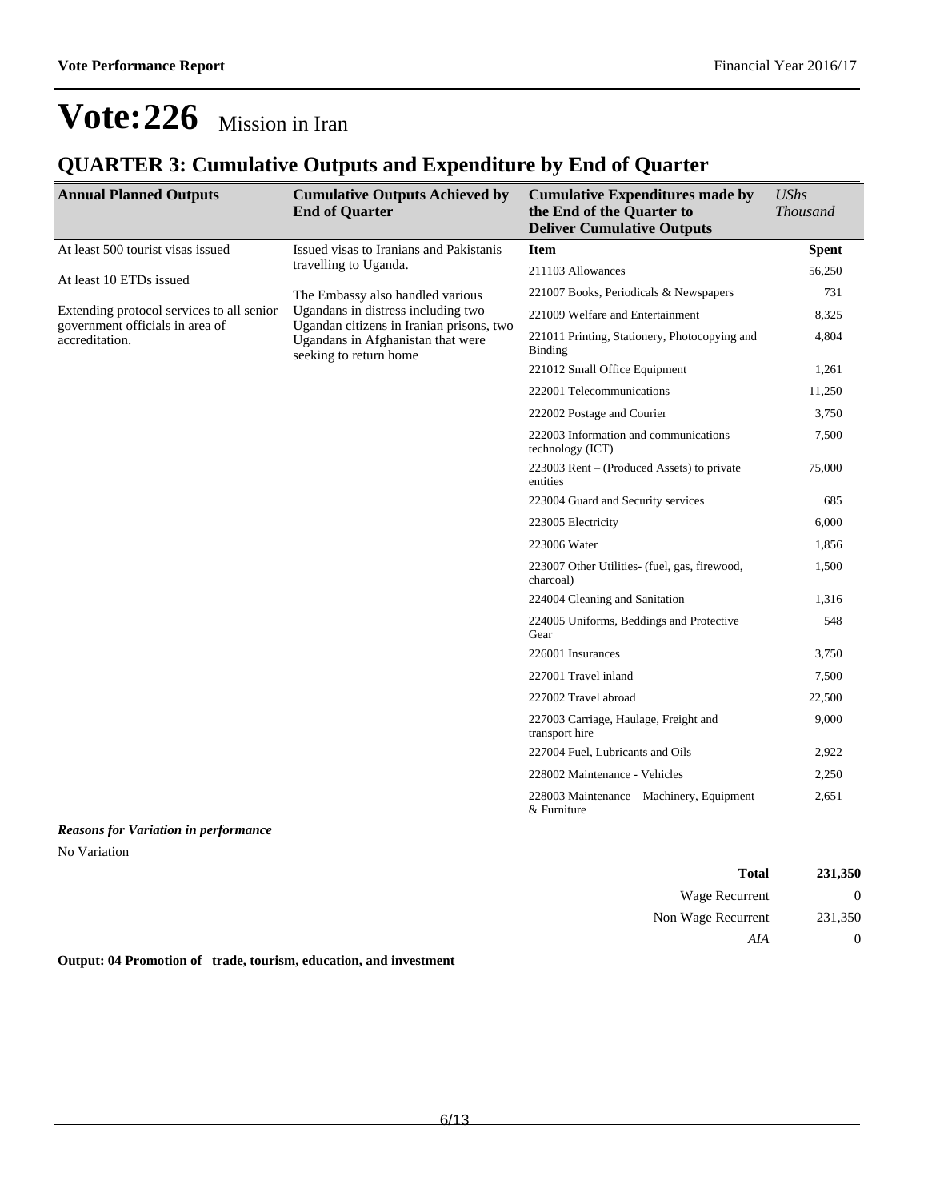# Vote:226 Mission in Iran

## QUARTER 3: Cumulative Outputs and Expenditure by End of Quarter

| Annual Planned Outputs | Cumulative Outputs Achieved by End of Quarter | Cumulative Expenditures made by the End of the Quarter to Deliver Cumulative Outputs | *UShs Thousand* |
|---|---|---|---|
| At least 500 tourist visas issued<br><br>At least 10 ETDs issued<br><br>Extending protocol services to all senior government officials in area of accreditation. | Issued visas to Iranians and Pakistanis travelling to Uganda.<br><br>The Embassy also handled various Ugandans in distress including two Ugandan citizens in Iranian prisons, two Ugandans in Afghanistan that were seeking to return home | **Item** | **Spent** |
| | | 211103 Allowances | 56,250 |
| | | 221007 Books, Periodicals & Newspapers | 731 |
| | | 221009 Welfare and Entertainment | 8,325 |
| | | 221011 Printing, Stationery, Photocopying and Binding | 4,804 |
| | | 221012 Small Office Equipment | 1,261 |
| | | 222001 Telecommunications | 11,250 |
| | | 222002 Postage and Courier | 3,750 |
| | | 222003 Information and communications technology (ICT) | 7,500 |
| | | 223003 Rent – (Produced Assets) to private entities | 75,000 |
| | | 223004 Guard and Security services | 685 |
| | | 223005 Electricity | 6,000 |
| | | 223006 Water | 1,856 |
| | | 223007 Other Utilities- (fuel, gas, firewood, charcoal) | 1,500 |
| | | 224004 Cleaning and Sanitation | 1,316 |
| | | 224005 Uniforms, Beddings and Protective Gear | 548 |
| | | 226001 Insurances | 3,750 |
| | | 227001 Travel inland | 7,500 |
| | | 227002 Travel abroad | 22,500 |
| | | 227003 Carriage, Haulage, Freight and transport hire | 9,000 |
| | | 227004 Fuel, Lubricants and Oils | 2,922 |
| | | 228002 Maintenance - Vehicles | 2,250 |
| | | 228003 Maintenance – Machinery, Equipment & Furniture | 2,651 |

***Reasons for Variation in performance***

No Variation

| | |
|---|---|
| **Total** | **231,350** |
| Wage Recurrent | 0 |
| Non Wage Recurrent | 231,350 |
| *AIA* | 0 |

**Output: 04 Promotion of trade, tourism, education, and investment**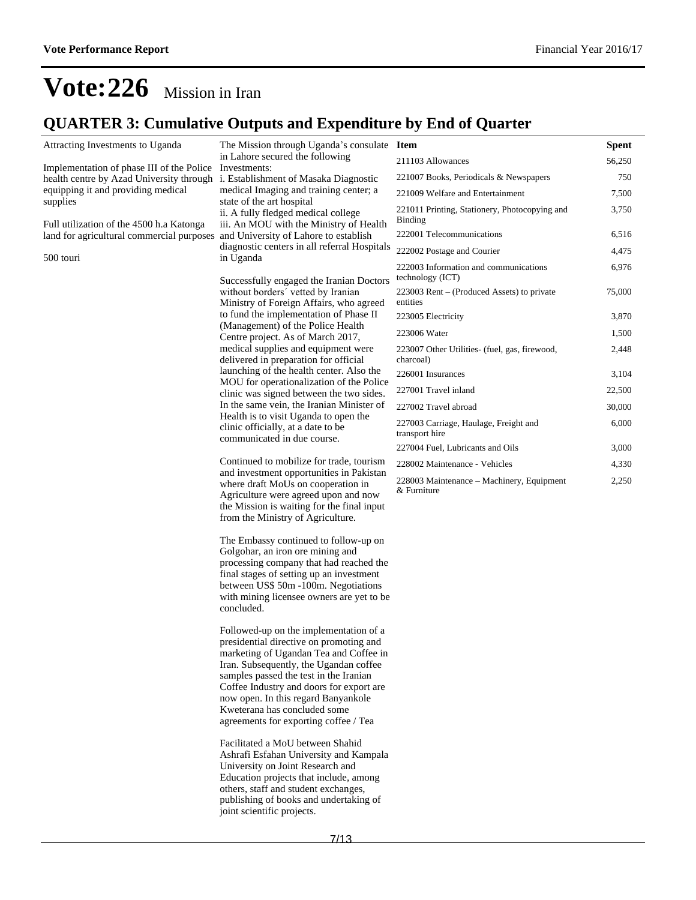# Vote:226 Mission in Iran

## QUARTER 3: Cumulative Outputs and Expenditure by End of Quarter

| Planned Outputs | Cumulative Outputs | Item | Spent |
|---|---|---|---|
| Attracting Investments to Uganda<br><br>Implementation of phase III of the Police health centre by Azad University through equipping it and providing medical supplies<br><br>Full utilization of the 4500 h.a Katonga land for agricultural commercial purposes<br><br>500 touri | The Mission through Uganda's consulate in Lahore secured the following Investments:<br>i. Establishment of Masaka Diagnostic medical Imaging and training center; a state of the art hospital<br>ii. A fully fledged medical college<br>iii. An MOU with the Ministry of Health and University of Lahore to establish diagnostic centers in all referral Hospitals in Uganda<br><br>Successfully engaged the Iranian Doctors without borders´ vetted by Iranian Ministry of Foreign Affairs, who agreed to fund the implementation of Phase II (Management) of the Police Health Centre project. As of March 2017, medical supplies and equipment were delivered in preparation for official launching of the health center. Also the MOU for operationalization of the Police clinic was signed between the two sides. In the same vein, the Iranian Minister of Health is to visit Uganda to open the clinic officially, at a date to be communicated in due course.<br><br>Continued to mobilize for trade, tourism and investment opportunities in Pakistan where draft MoUs on cooperation in Agriculture were agreed upon and now the Mission is waiting for the final input from the Ministry of Agriculture.<br><br>The Embassy continued to follow-up on Golgohar, an iron ore mining and processing company that had reached the final stages of setting up an investment between US$ 50m -100m. Negotiations with mining licensee owners are yet to be concluded.<br><br>Followed-up on the implementation of a presidential directive on promoting and marketing of Ugandan Tea and Coffee in Iran. Subsequently, the Ugandan coffee samples passed the test in the Iranian Coffee Industry and doors for export are now open. In this regard Banyankole Kweterana has concluded some agreements for exporting coffee / Tea<br><br>Facilitated a MoU between Shahid Ashrafi Esfahan University and Kampala University on Joint Research and Education projects that include, among others, staff and student exchanges, publishing of books and undertaking of joint scientific projects. | 211103 Allowances | 56,250 |
| | | 221007 Books, Periodicals & Newspapers | 750 |
| | | 221009 Welfare and Entertainment | 7,500 |
| | | 221011 Printing, Stationery, Photocopying and Binding | 3,750 |
| | | 222001 Telecommunications | 6,516 |
| | | 222002 Postage and Courier | 4,475 |
| | | 222003 Information and communications technology (ICT) | 6,976 |
| | | 223003 Rent – (Produced Assets) to private entities | 75,000 |
| | | 223005 Electricity | 3,870 |
| | | 223006 Water | 1,500 |
| | | 223007 Other Utilities- (fuel, gas, firewood, charcoal) | 2,448 |
| | | 226001 Insurances | 3,104 |
| | | 227001 Travel inland | 22,500 |
| | | 227002 Travel abroad | 30,000 |
| | | 227003 Carriage, Haulage, Freight and transport hire | 6,000 |
| | | 227004 Fuel, Lubricants and Oils | 3,000 |
| | | 228002 Maintenance - Vehicles | 4,330 |
| | | 228003 Maintenance – Machinery, Equipment & Furniture | 2,250 |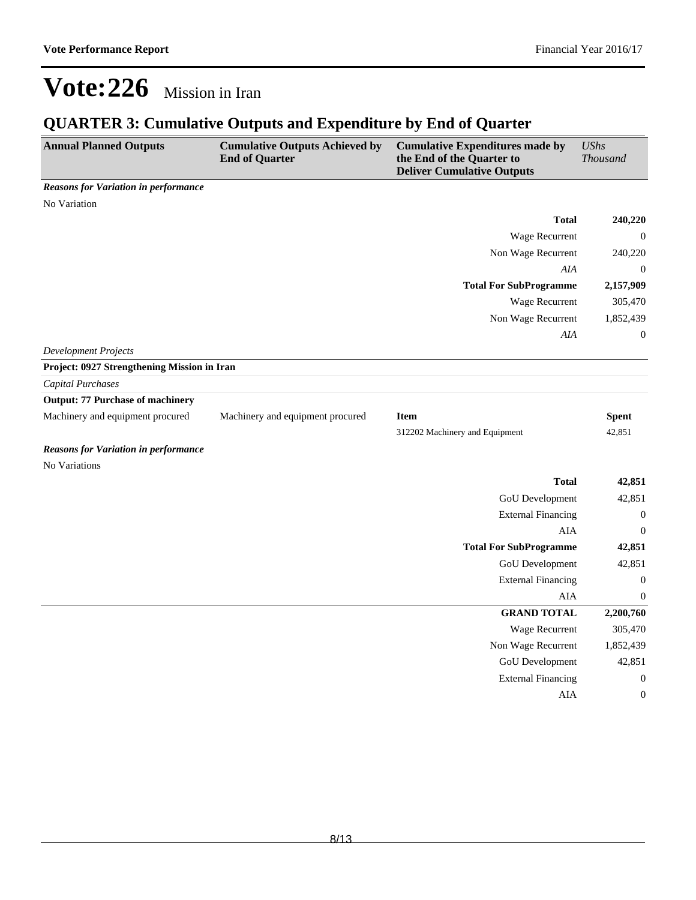# Vote:226 Mission in Iran

## QUARTER 3: Cumulative Outputs and Expenditure by End of Quarter

| Annual Planned Outputs | Cumulative Outputs Achieved by End of Quarter | Cumulative Expenditures made by the End of the Quarter to Deliver Cumulative Outputs | *UShs Thousand* |
|---|---|---|---|
| ***Reasons for Variation in performance*** | | | |
| No Variation | | | |
| | | **Total** | **240,220** |
| | | Wage Recurrent | 0 |
| | | Non Wage Recurrent | 240,220 |
| | | *AIA* | 0 |
| | | **Total For SubProgramme** | **2,157,909** |
| | | Wage Recurrent | 305,470 |
| | | Non Wage Recurrent | 1,852,439 |
| | | *AIA* | 0 |
| *Development Projects* | | | |
| **Project: 0927 Strengthening Mission in Iran** | | | |
| *Capital Purchases* | | | |
| **Output: 77 Purchase of machinery** | | | |
| Machinery and equipment procured | Machinery and equipment procured | **Item** | **Spent** |
| | | 312202 Machinery and Equipment | 42,851 |
| ***Reasons for Variation in performance*** | | | |
| No Variations | | | |
| | | **Total** | **42,851** |
| | | GoU Development | 42,851 |
| | | External Financing | 0 |
| | | AIA | 0 |
| | | **Total For SubProgramme** | **42,851** |
| | | GoU Development | 42,851 |
| | | External Financing | 0 |
| | | AIA | 0 |
| | | **GRAND TOTAL** | **2,200,760** |
| | | Wage Recurrent | 305,470 |
| | | Non Wage Recurrent | 1,852,439 |
| | | GoU Development | 42,851 |
| | | External Financing | 0 |
| | | AIA | 0 |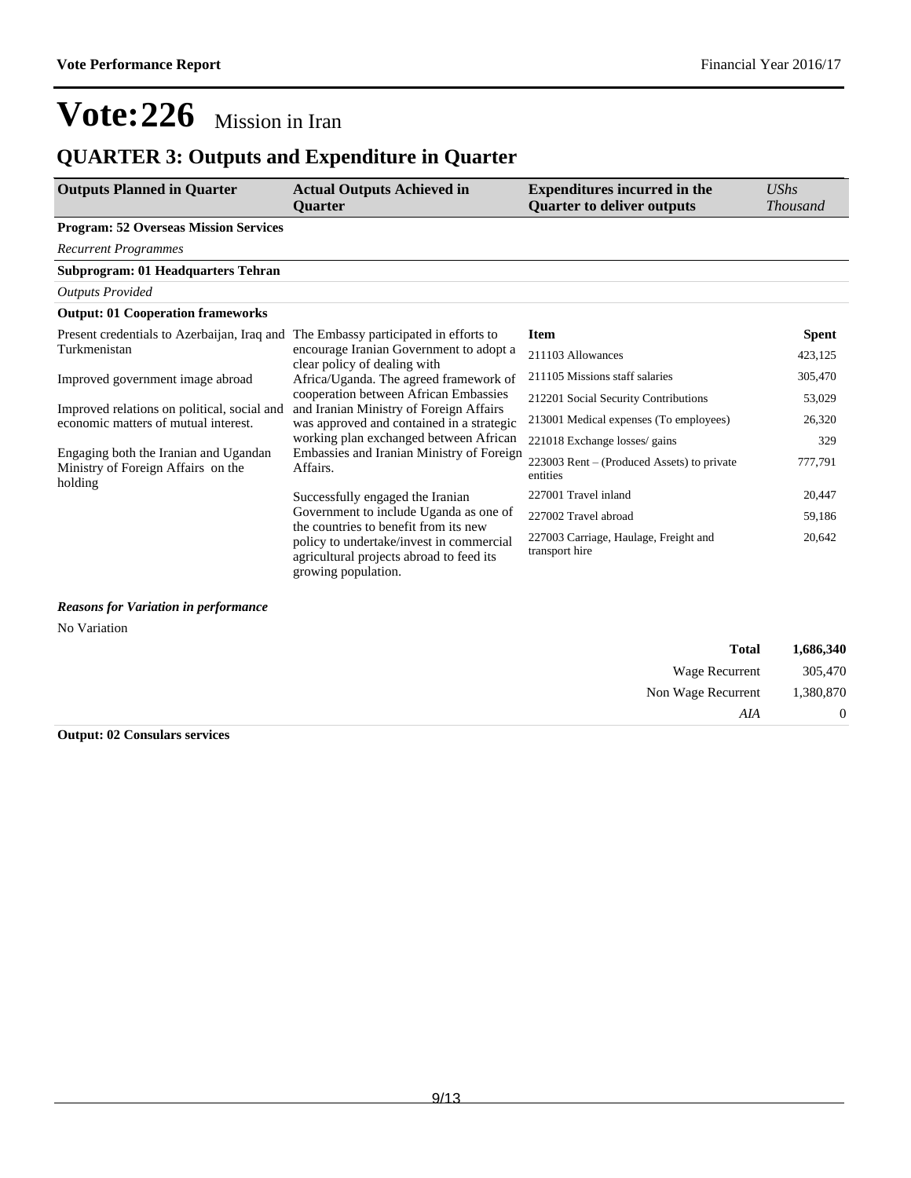# Vote:226 Mission in Iran

## QUARTER 3: Outputs and Expenditure in Quarter

| Outputs Planned in Quarter | Actual Outputs Achieved in Quarter | Expenditures incurred in the Quarter to deliver outputs | *UShs Thousand* |
|---|---|---|---|

**Program: 52 Overseas Mission Services**

*Recurrent Programmes*

**Subprogram: 01 Headquarters Tehran**

*Outputs Provided*

**Output: 01 Cooperation frameworks**

| Outputs Planned in Quarter | Actual Outputs Achieved in Quarter | Item | Spent |
|---|---|---|---|
| Present credentials to Azerbaijan, Iraq and Turkmenistan<br><br>Improved government image abroad<br><br>Improved relations on political, social and economic matters of mutual interest.<br><br>Engaging both the Iranian and Ugandan Ministry of Foreign Affairs on the holding | The Embassy participated in efforts to encourage Iranian Government to adopt a clear policy of dealing with Africa/Uganda. The agreed framework of cooperation between African Embassies and Iranian Ministry of Foreign Affairs was approved and contained in a strategic working plan exchanged between African Embassies and Iranian Ministry of Foreign Affairs.<br><br>Successfully engaged the Iranian Government to include Uganda as one of the countries to benefit from its new policy to undertake/invest in commercial agricultural projects abroad to feed its growing population. | 211103 Allowances | 423,125 |
| | | 211105 Missions staff salaries | 305,470 |
| | | 212201 Social Security Contributions | 53,029 |
| | | 213001 Medical expenses (To employees) | 26,320 |
| | | 221018 Exchange losses/ gains | 329 |
| | | 223003 Rent – (Produced Assets) to private entities | 777,791 |
| | | 227001 Travel inland | 20,447 |
| | | 227002 Travel abroad | 59,186 |
| | | 227003 Carriage, Haulage, Freight and transport hire | 20,642 |

***Reasons for Variation in performance***

No Variation

| | |
|---|---|
| **Total** | **1,686,340** |
| Wage Recurrent | 305,470 |
| Non Wage Recurrent | 1,380,870 |
| *AIA* | 0 |

**Output: 02 Consulars services**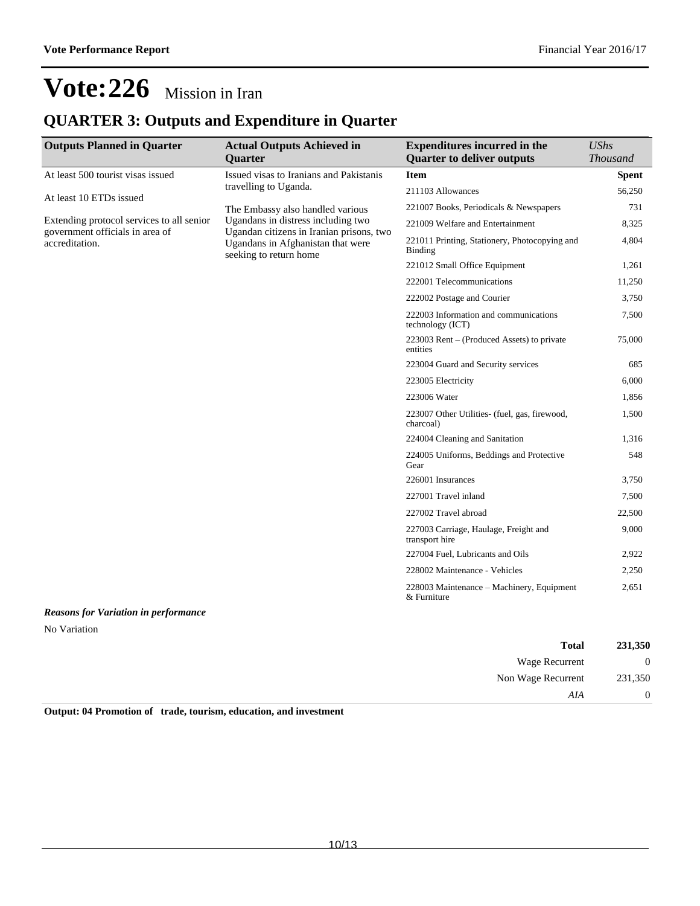# Vote:226 Mission in Iran

## QUARTER 3: Outputs and Expenditure in Quarter

| Outputs Planned in Quarter | Actual Outputs Achieved in Quarter | Expenditures incurred in the Quarter to deliver outputs | *UShs Thousand* |
|---|---|---|---|
| At least 500 tourist visas issued<br><br>At least 10 ETDs issued<br><br>Extending protocol services to all senior government officials in area of accreditation. | Issued visas to Iranians and Pakistanis travelling to Uganda.<br><br>The Embassy also handled various Ugandans in distress including two Ugandan citizens in Iranian prisons, two Ugandans in Afghanistan that were seeking to return home | **Item** | **Spent** |
| | | 211103 Allowances | 56,250 |
| | | 221007 Books, Periodicals & Newspapers | 731 |
| | | 221009 Welfare and Entertainment | 8,325 |
| | | 221011 Printing, Stationery, Photocopying and Binding | 4,804 |
| | | 221012 Small Office Equipment | 1,261 |
| | | 222001 Telecommunications | 11,250 |
| | | 222002 Postage and Courier | 3,750 |
| | | 222003 Information and communications technology (ICT) | 7,500 |
| | | 223003 Rent – (Produced Assets) to private entities | 75,000 |
| | | 223004 Guard and Security services | 685 |
| | | 223005 Electricity | 6,000 |
| | | 223006 Water | 1,856 |
| | | 223007 Other Utilities- (fuel, gas, firewood, charcoal) | 1,500 |
| | | 224004 Cleaning and Sanitation | 1,316 |
| | | 224005 Uniforms, Beddings and Protective Gear | 548 |
| | | 226001 Insurances | 3,750 |
| | | 227001 Travel inland | 7,500 |
| | | 227002 Travel abroad | 22,500 |
| | | 227003 Carriage, Haulage, Freight and transport hire | 9,000 |
| | | 227004 Fuel, Lubricants and Oils | 2,922 |
| | | 228002 Maintenance - Vehicles | 2,250 |
| | | 228003 Maintenance – Machinery, Equipment & Furniture | 2,651 |

***Reasons for Variation in performance***

No Variation

| | |
|---|---|
| **Total** | **231,350** |
| Wage Recurrent | 0 |
| Non Wage Recurrent | 231,350 |
| *AIA* | 0 |

**Output: 04 Promotion of trade, tourism, education, and investment**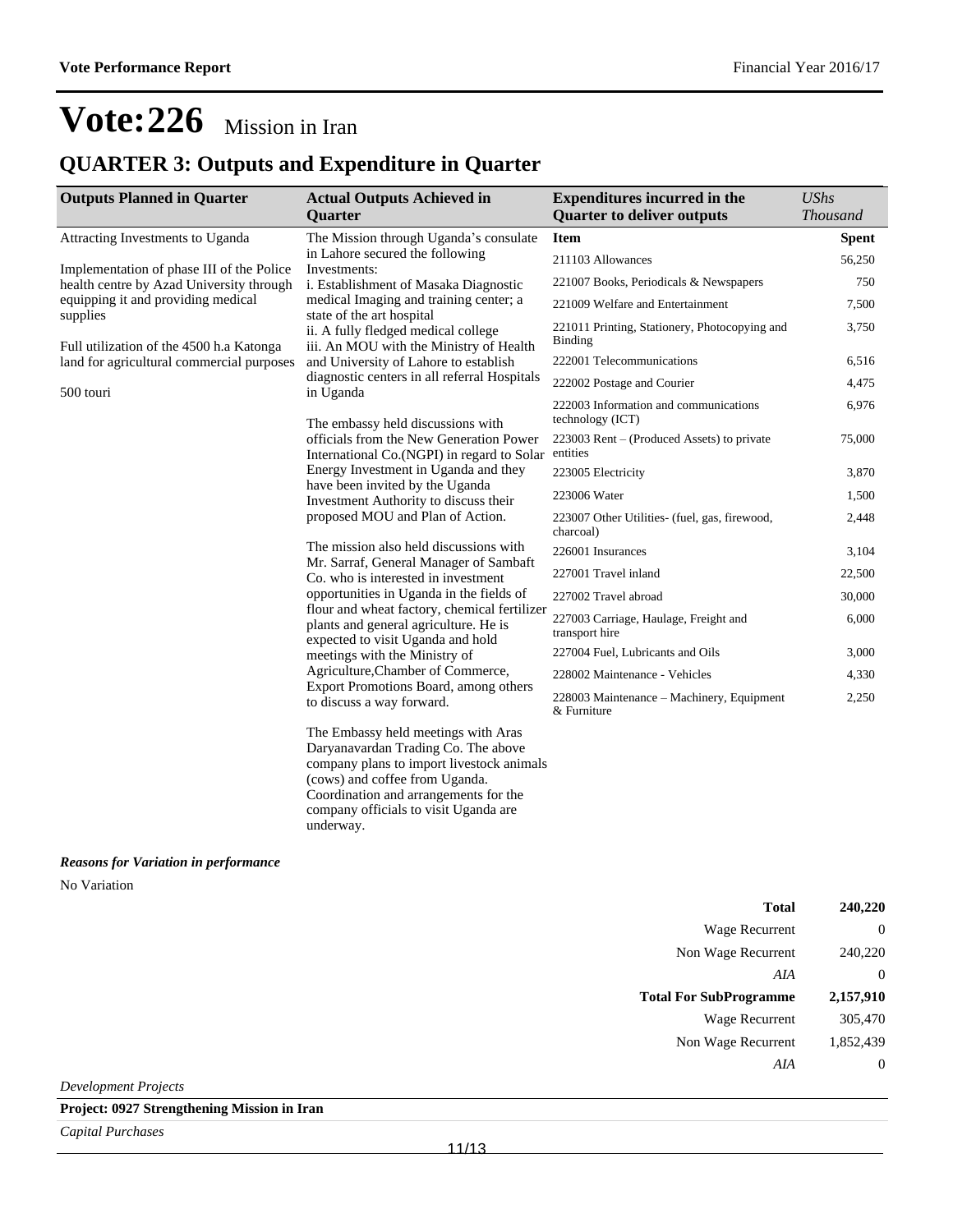# Vote:226 Mission in Iran

## QUARTER 3: Outputs and Expenditure in Quarter

| Outputs Planned in Quarter | Actual Outputs Achieved in Quarter | Expenditures incurred in the Quarter to deliver outputs | *UShs Thousand* |
|---|---|---|---|
| Attracting Investments to Uganda<br><br>Implementation of phase III of the Police health centre by Azad University through equipping it and providing medical supplies<br><br>Full utilization of the 4500 h.a Katonga land for agricultural commercial purposes<br><br>500 touri | The Mission through Uganda's consulate in Lahore secured the following Investments:<br>i. Establishment of Masaka Diagnostic medical Imaging and training center; a state of the art hospital<br>ii. A fully fledged medical college<br>iii. An MOU with the Ministry of Health and University of Lahore to establish diagnostic centers in all referral Hospitals in Uganda<br><br>The embassy held discussions with officials from the New Generation Power International Co.(NGPI) in regard to Solar Energy Investment in Uganda and they have been invited by the Uganda Investment Authority to discuss their proposed MOU and Plan of Action.<br><br>The mission also held discussions with Mr. Sarraf, General Manager of Sambaft Co. who is interested in investment opportunities in Uganda in the fields of flour and wheat factory, chemical fertilizer plants and general agriculture. He is expected to visit Uganda and hold meetings with the Ministry of Agriculture,Chamber of Commerce, Export Promotions Board, among others to discuss a way forward.<br><br>The Embassy held meetings with Aras Daryanavardan Trading Co. The above company plans to import livestock animals (cows) and coffee from Uganda. Coordination and arrangements for the company officials to visit Uganda are underway. | **Item** | **Spent** |
| | | 211103 Allowances | 56,250 |
| | | 221007 Books, Periodicals & Newspapers | 750 |
| | | 221009 Welfare and Entertainment | 7,500 |
| | | 221011 Printing, Stationery, Photocopying and Binding | 3,750 |
| | | 222001 Telecommunications | 6,516 |
| | | 222002 Postage and Courier | 4,475 |
| | | 222003 Information and communications technology (ICT) | 6,976 |
| | | 223003 Rent – (Produced Assets) to private entities | 75,000 |
| | | 223005 Electricity | 3,870 |
| | | 223006 Water | 1,500 |
| | | 223007 Other Utilities- (fuel, gas, firewood, charcoal) | 2,448 |
| | | 226001 Insurances | 3,104 |
| | | 227001 Travel inland | 22,500 |
| | | 227002 Travel abroad | 30,000 |
| | | 227003 Carriage, Haulage, Freight and transport hire | 6,000 |
| | | 227004 Fuel, Lubricants and Oils | 3,000 |
| | | 228002 Maintenance - Vehicles | 4,330 |
| | | 228003 Maintenance – Machinery, Equipment & Furniture | 2,250 |

***Reasons for Variation in performance***

No Variation

| | |
|---|---|
| **Total** | **240,220** |
| Wage Recurrent | 0 |
| Non Wage Recurrent | 240,220 |
| *AIA* | 0 |
| **Total For SubProgramme** | **2,157,910** |
| Wage Recurrent | 305,470 |
| Non Wage Recurrent | 1,852,439 |
| *AIA* | 0 |

*Development Projects*

**Project: 0927 Strengthening Mission in Iran**

*Capital Purchases*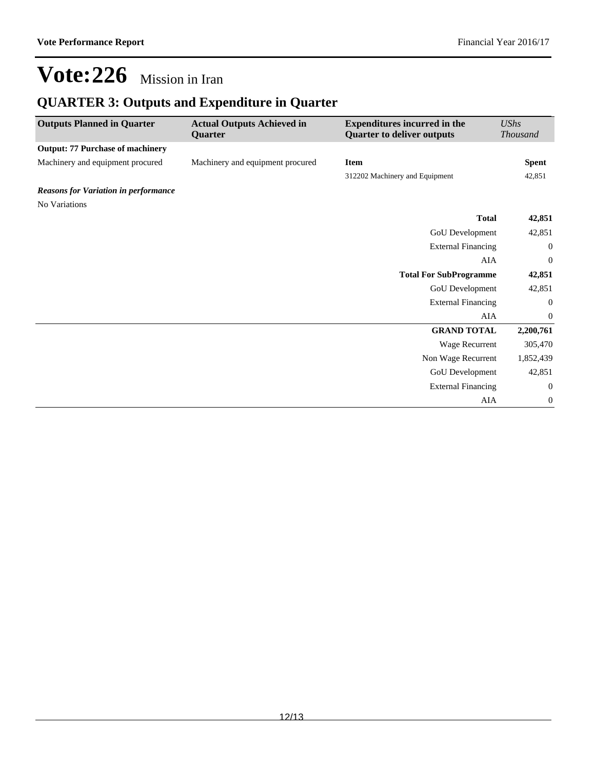# Vote:226 Mission in Iran

## QUARTER 3: Outputs and Expenditure in Quarter

| Outputs Planned in Quarter | Actual Outputs Achieved in Quarter | Expenditures incurred in the Quarter to deliver outputs | *UShs Thousand* |
|---|---|---|---|
| **Output: 77 Purchase of machinery** | | | |
| Machinery and equipment procured | Machinery and equipment procured | **Item** | **Spent** |
| | | 312202 Machinery and Equipment | 42,851 |
| ***Reasons for Variation in performance*** | | | |
| No Variations | | | |
| | | **Total** | **42,851** |
| | | GoU Development | 42,851 |
| | | External Financing | 0 |
| | | AIA | 0 |
| | | **Total For SubProgramme** | **42,851** |
| | | GoU Development | 42,851 |
| | | External Financing | 0 |
| | | AIA | 0 |
| | | **GRAND TOTAL** | **2,200,761** |
| | | Wage Recurrent | 305,470 |
| | | Non Wage Recurrent | 1,852,439 |
| | | GoU Development | 42,851 |
| | | External Financing | 0 |
| | | AIA | 0 |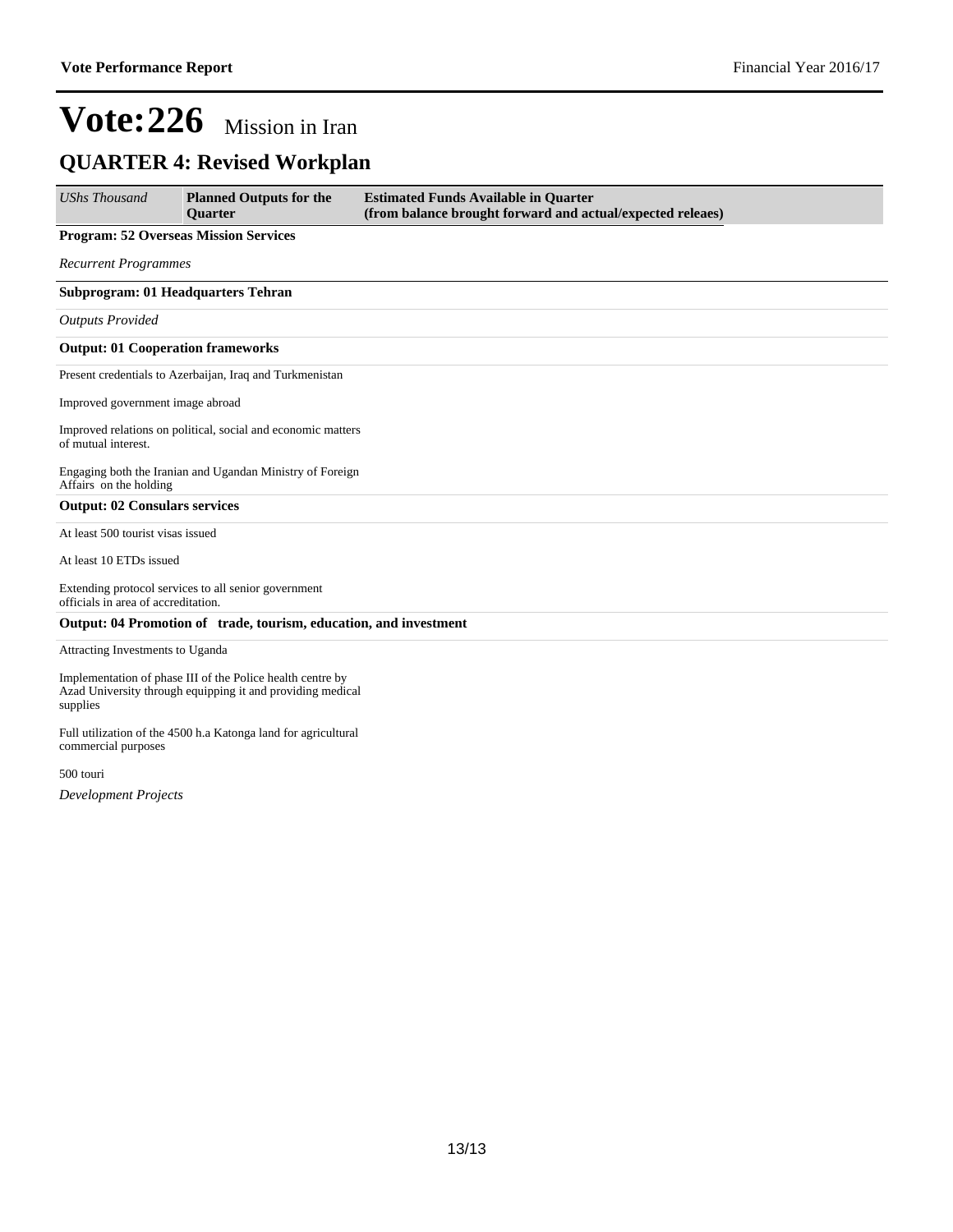# Vote:226 Mission in Iran

## QUARTER 4: Revised Workplan

| *UShs Thousand* | **Planned Outputs for the Quarter** | **Estimated Funds Available in Quarter (from balance brought forward and actual/expected releaes)** |
|---|---|---|

**Program: 52 Overseas Mission Services**

*Recurrent Programmes*

**Subprogram: 01 Headquarters Tehran**

*Outputs Provided*

**Output: 01 Cooperation frameworks**

Present credentials to Azerbaijan, Iraq and Turkmenistan

Improved government image abroad

Improved relations on political, social and economic matters of mutual interest.

Engaging both the Iranian and Ugandan Ministry of Foreign Affairs on the holding

**Output: 02 Consulars services**

At least 500 tourist visas issued

At least 10 ETDs issued

Extending protocol services to all senior government officials in area of accreditation.

**Output: 04 Promotion of trade, tourism, education, and investment**

Attracting Investments to Uganda

Implementation of phase III of the Police health centre by Azad University through equipping it and providing medical supplies

Full utilization of the 4500 h.a Katonga land for agricultural commercial purposes

500 touri

*Development Projects*